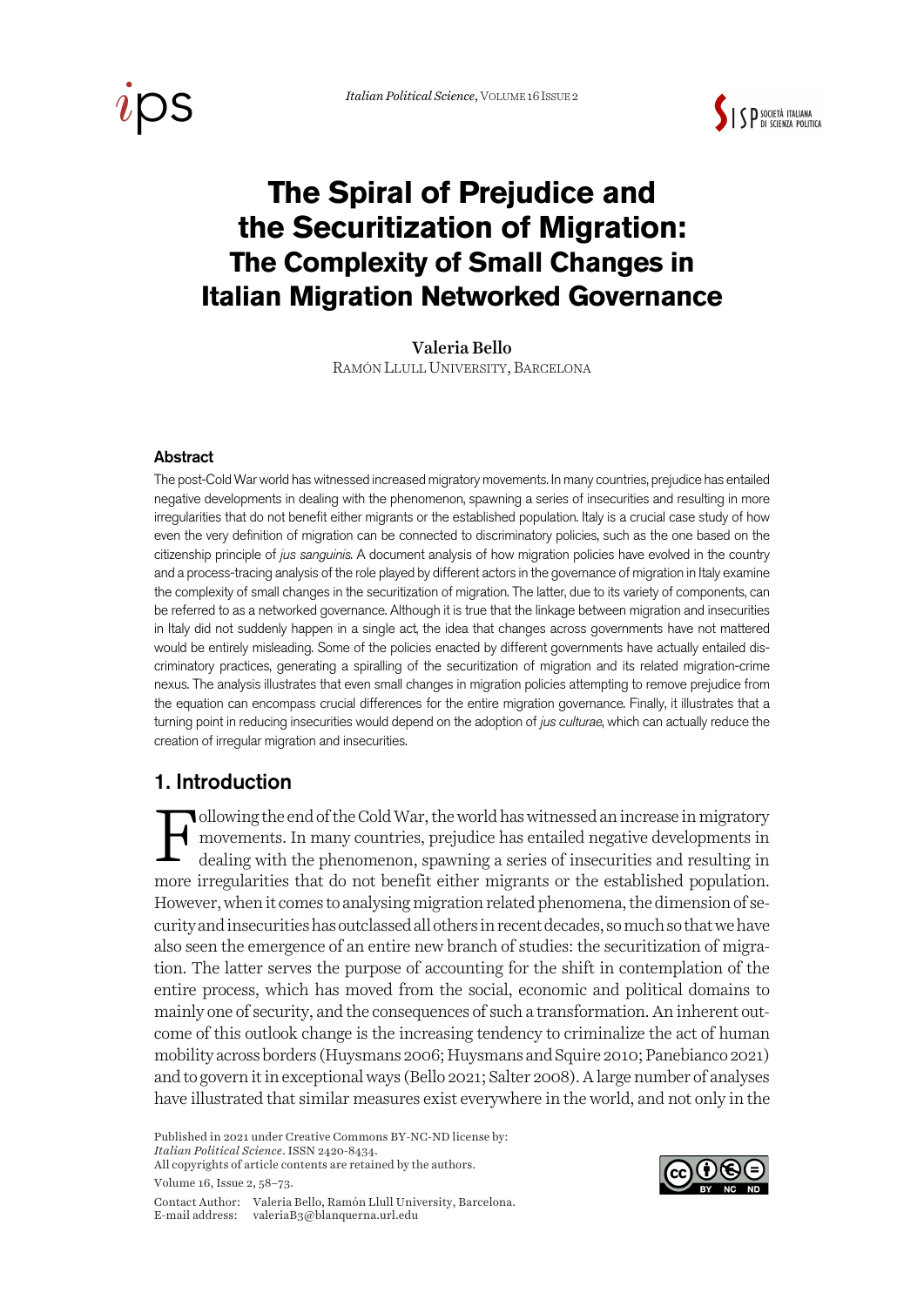# The Spiral of Prejudice and the Securitization of Migration: The Complexity of Small Changes in Italian Migration Networked Governance

**Valeria Bello**
RAMÓN LLULL UNIVERSITY, BARCELONA

### Abstract

The post-Cold War world has witnessed increased migratory movements. In many countries, prejudice has entailed negative developments in dealing with the phenomenon, spawning a series of insecurities and resulting in more irregularities that do not benefit either migrants or the established population. Italy is a crucial case study of how even the very definition of migration can be connected to discriminatory policies, such as the one based on the citizenship principle of *jus sanguinis*. A document analysis of how migration policies have evolved in the country and a process-tracing analysis of the role played by different actors in the governance of migration in Italy examine the complexity of small changes in the securitization of migration. The latter, due to its variety of components, can be referred to as a networked governance. Although it is true that the linkage between migration and insecurities in Italy did not suddenly happen in a single act, the idea that changes across governments have not mattered would be entirely misleading. Some of the policies enacted by different governments have actually entailed discriminatory practices, generating a spiralling of the securitization of migration and its related migration-crime nexus. The analysis illustrates that even small changes in migration policies attempting to remove prejudice from the equation can encompass crucial differences for the entire migration governance. Finally, it illustrates that a turning point in reducing insecurities would depend on the adoption of *jus culturae*, which can actually reduce the creation of irregular migration and insecurities.

## 1. Introduction

Following the end of the Cold War, the world has witnessed an increase in migratory movements. In many countries, prejudice has entailed negative developments in dealing with the phenomenon, spawning a series of insecurities and resulting in more irregularities that do not benefit either migrants or the established population. However, when it comes to analysing migration related phenomena, the dimension of security and insecurities has outclassed all others in recent decades, so much so that we have also seen the emergence of an entire new branch of studies: the securitization of migration. The latter serves the purpose of accounting for the shift in contemplation of the entire process, which has moved from the social, economic and political domains to mainly one of security, and the consequences of such a transformation. An inherent outcome of this outlook change is the increasing tendency to criminalize the act of human mobility across borders (Huysmans 2006; Huysmans and Squire 2010; Panebianco 2021) and to govern it in exceptional ways (Bello 2021; Salter 2008). A large number of analyses have illustrated that similar measures exist everywhere in the world, and not only in the

Published in 2021 under Creative Commons BY-NC-ND license by:
*Italian Political Science*. ISSN 2420-8434.
All copyrights of article contents are retained by the authors.

Contact Author: Valeria Bello, Ramón Llull University, Barcelona.
E-mail address: valeriaB3@blanquerna.url.edu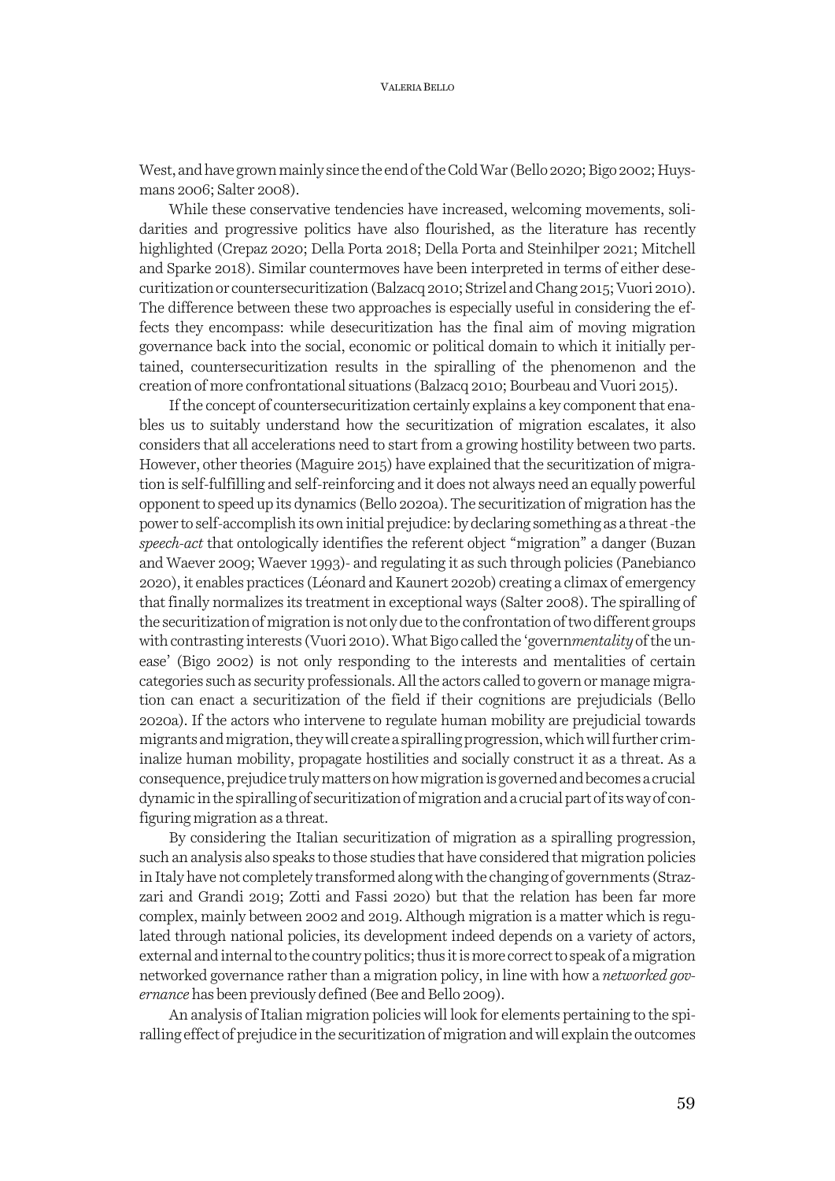West, and have grown mainly since the end of the Cold War (Bello 2020; Bigo 2002; Huysmans 2006; Salter 2008).

While these conservative tendencies have increased, welcoming movements, solidarities and progressive politics have also flourished, as the literature has recently highlighted (Crepaz 2020; Della Porta 2018; Della Porta and Steinhilper 2021; Mitchell and Sparke 2018). Similar countermoves have been interpreted in terms of either desecuritization or countersecuritization (Balzacq 2010; Strizel and Chang 2015; Vuori 2010). The difference between these two approaches is especially useful in considering the effects they encompass: while desecuritization has the final aim of moving migration governance back into the social, economic or political domain to which it initially pertained, countersecuritization results in the spiralling of the phenomenon and the creation of more confrontational situations (Balzacq 2010; Bourbeau and Vuori 2015).

If the concept of countersecuritization certainly explains a key component that enables us to suitably understand how the securitization of migration escalates, it also considers that all accelerations need to start from a growing hostility between two parts. However, other theories (Maguire 2015) have explained that the securitization of migration is self-fulfilling and self-reinforcing and it does not always need an equally powerful opponent to speed up its dynamics (Bello 2020a). The securitization of migration has the power to self-accomplish its own initial prejudice: by declaring something as a threat -the *speech-act* that ontologically identifies the referent object "migration" a danger (Buzan and Waever 2009; Waever 1993)- and regulating it as such through policies (Panebianco 2020), it enables practices (Léonard and Kaunert 2020b) creating a climax of emergency that finally normalizes its treatment in exceptional ways (Salter 2008). The spiralling of the securitization of migration is not only due to the confrontation of two different groups with contrasting interests (Vuori 2010). What Bigo called the 'govern*mentality* of the unease' (Bigo 2002) is not only responding to the interests and mentalities of certain categories such as security professionals. All the actors called to govern or manage migration can enact a securitization of the field if their cognitions are prejudicials (Bello 2020a). If the actors who intervene to regulate human mobility are prejudicial towards migrants and migration, they will create a spiralling progression, which will further criminalize human mobility, propagate hostilities and socially construct it as a threat. As a consequence, prejudice truly matters on how migration is governed and becomes a crucial dynamic in the spiralling of securitization of migration and a crucial part of its way of configuring migration as a threat.

By considering the Italian securitization of migration as a spiralling progression, such an analysis also speaks to those studies that have considered that migration policies in Italy have not completely transformed along with the changing of governments (Strazzari and Grandi 2019; Zotti and Fassi 2020) but that the relation has been far more complex, mainly between 2002 and 2019. Although migration is a matter which is regulated through national policies, its development indeed depends on a variety of actors, external and internal to the country politics; thus it is more correct to speak of a migration networked governance rather than a migration policy, in line with how a *networked governance* has been previously defined (Bee and Bello 2009).

An analysis of Italian migration policies will look for elements pertaining to the spiralling effect of prejudice in the securitization of migration and will explain the outcomes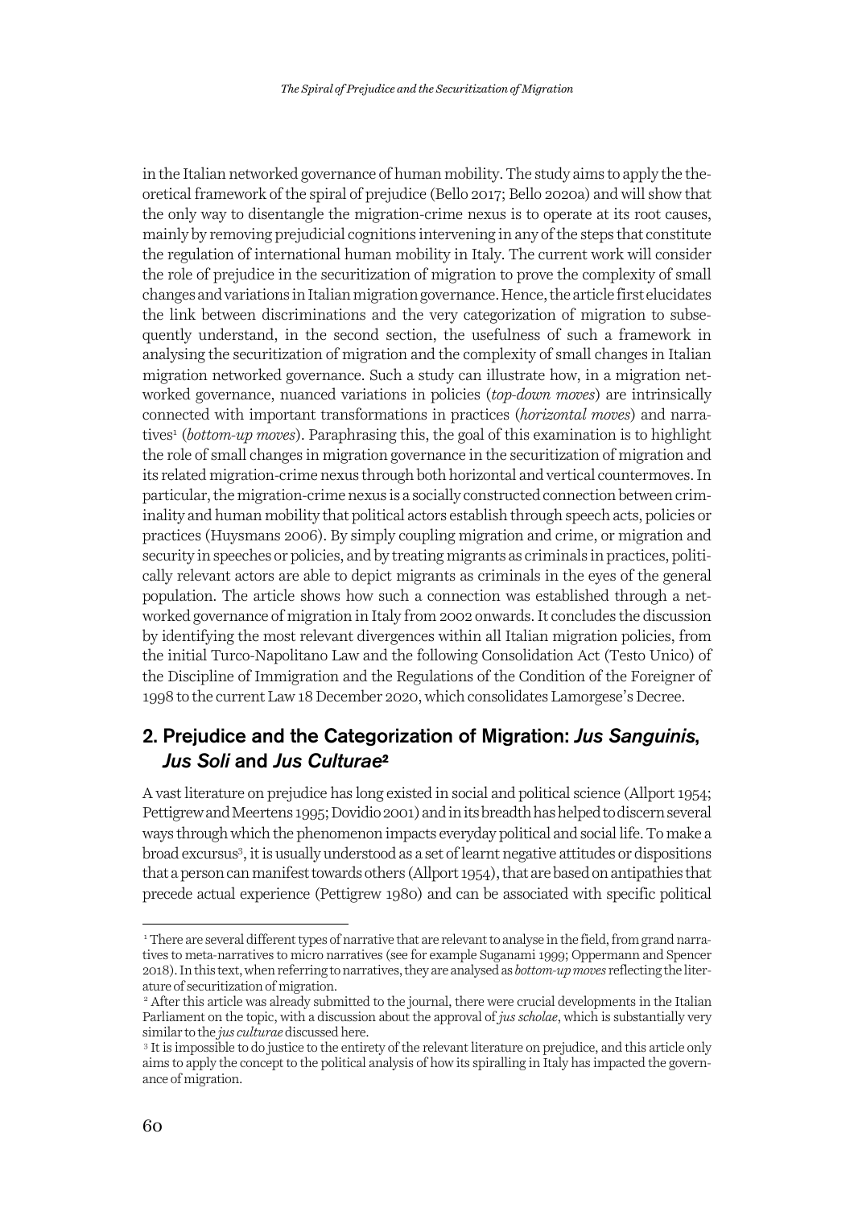in the Italian networked governance of human mobility. The study aims to apply the theoretical framework of the spiral of prejudice (Bello 2017; Bello 2020a) and will show that the only way to disentangle the migration-crime nexus is to operate at its root causes, mainly by removing prejudicial cognitions intervening in any of the steps that constitute the regulation of international human mobility in Italy. The current work will consider the role of prejudice in the securitization of migration to prove the complexity of small changes and variations in Italian migration governance. Hence, the article first elucidates the link between discriminations and the very categorization of migration to subsequently understand, in the second section, the usefulness of such a framework in analysing the securitization of migration and the complexity of small changes in Italian migration networked governance. Such a study can illustrate how, in a migration networked governance, nuanced variations in policies (*top-down moves*) are intrinsically connected with important transformations in practices (*horizontal moves*) and narratives[1] (*bottom-up moves*). Paraphrasing this, the goal of this examination is to highlight the role of small changes in migration governance in the securitization of migration and its related migration-crime nexus through both horizontal and vertical countermoves. In particular, the migration-crime nexus is a socially constructed connection between criminality and human mobility that political actors establish through speech acts, policies or practices (Huysmans 2006). By simply coupling migration and crime, or migration and security in speeches or policies, and by treating migrants as criminals in practices, politically relevant actors are able to depict migrants as criminals in the eyes of the general population. The article shows how such a connection was established through a networked governance of migration in Italy from 2002 onwards. It concludes the discussion by identifying the most relevant divergences within all Italian migration policies, from the initial Turco-Napolitano Law and the following Consolidation Act (Testo Unico) of the Discipline of Immigration and the Regulations of the Condition of the Foreigner of 1998 to the current Law 18 December 2020, which consolidates Lamorgese's Decree.

## 2. Prejudice and the Categorization of Migration: *Jus Sanguinis*, *Jus Soli* and *Jus Culturae*[2]

A vast literature on prejudice has long existed in social and political science (Allport 1954; Pettigrew and Meertens 1995; Dovidio 2001) and in its breadth has helped to discern several ways through which the phenomenon impacts everyday political and social life. To make a broad excursus[3], it is usually understood as a set of learnt negative attitudes or dispositions that a person can manifest towards others (Allport 1954), that are based on antipathies that precede actual experience (Pettigrew 1980) and can be associated with specific political

---

[1] There are several different types of narrative that are relevant to analyse in the field, from grand narratives to meta-narratives to micro narratives (see for example Suganami 1999; Oppermann and Spencer 2018). In this text, when referring to narratives, they are analysed as *bottom-up moves* reflecting the literature of securitization of migration.

[2] After this article was already submitted to the journal, there were crucial developments in the Italian Parliament on the topic, with a discussion about the approval of *jus scholae*, which is substantially very similar to the *jus culturae* discussed here.

[3] It is impossible to do justice to the entirety of the relevant literature on prejudice, and this article only aims to apply the concept to the political analysis of how its spiralling in Italy has impacted the governance of migration.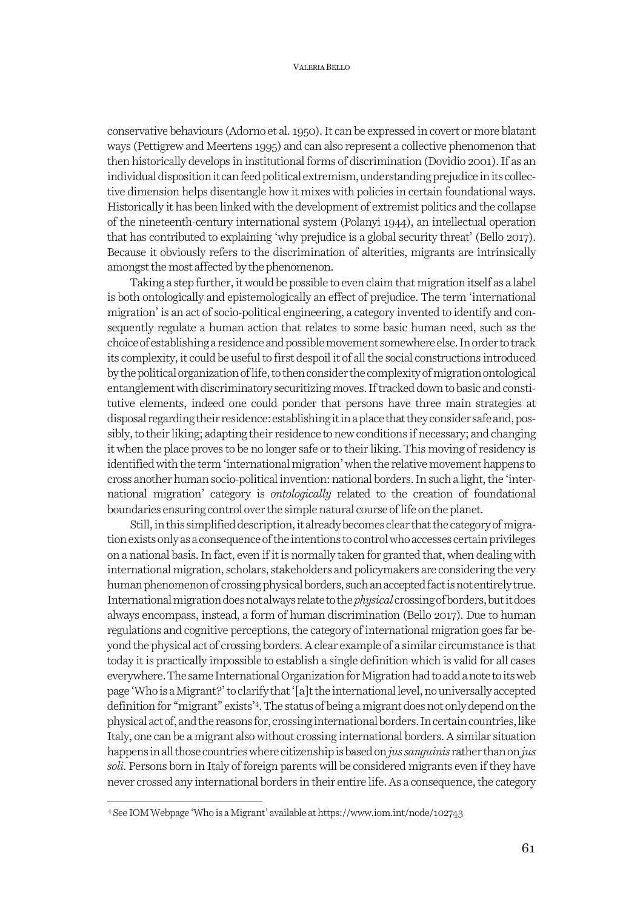conservative behaviours (Adorno et al. 1950). It can be expressed in covert or more blatant ways (Pettigrew and Meertens 1995) and can also represent a collective phenomenon that then historically develops in institutional forms of discrimination (Dovidio 2001). If as an individual disposition it can feed political extremism, understanding prejudice in its collective dimension helps disentangle how it mixes with policies in certain foundational ways. Historically it has been linked with the development of extremist politics and the collapse of the nineteenth-century international system (Polanyi 1944), an intellectual operation that has contributed to explaining 'why prejudice is a global security threat' (Bello 2017). Because it obviously refers to the discrimination of alterities, migrants are intrinsically amongst the most affected by the phenomenon.

Taking a step further, it would be possible to even claim that migration itself as a label is both ontologically and epistemologically an effect of prejudice. The term 'international migration' is an act of socio-political engineering, a category invented to identify and consequently regulate a human action that relates to some basic human need, such as the choice of establishing a residence and possible movement somewhere else. In order to track its complexity, it could be useful to first despoil it of all the social constructions introduced by the political organization of life, to then consider the complexity of migration ontological entanglement with discriminatory securitizing moves. If tracked down to basic and constitutive elements, indeed one could ponder that persons have three main strategies at disposal regarding their residence: establishing it in a place that they consider safe and, possibly, to their liking; adapting their residence to new conditions if necessary; and changing it when the place proves to be no longer safe or to their liking. This moving of residency is identified with the term 'international migration' when the relative movement happens to cross another human socio-political invention: national borders. In such a light, the 'international migration' category is *ontologically* related to the creation of foundational boundaries ensuring control over the simple natural course of life on the planet.

Still, in this simplified description, it already becomes clear that the category of migration exists only as a consequence of the intentions to control who accesses certain privileges on a national basis. In fact, even if it is normally taken for granted that, when dealing with international migration, scholars, stakeholders and policymakers are considering the very human phenomenon of crossing physical borders, such an accepted fact is not entirely true. International migration does not always relate to the *physical* crossing of borders, but it does always encompass, instead, a form of human discrimination (Bello 2017). Due to human regulations and cognitive perceptions, the category of international migration goes far beyond the physical act of crossing borders. A clear example of a similar circumstance is that today it is practically impossible to establish a single definition which is valid for all cases everywhere. The same International Organization for Migration had to add a note to its web page 'Who is a Migrant?' to clarify that '[a]t the international level, no universally accepted definition for "migrant" exists'[4]. The status of being a migrant does not only depend on the physical act of, and the reasons for, crossing international borders. In certain countries, like Italy, one can be a migrant also without crossing international borders. A similar situation happens in all those countries where citizenship is based on *jus sanguinis* rather than on *jus soli*. Persons born in Italy of foreign parents will be considered migrants even if they have never crossed any international borders in their entire life. As a consequence, the category

---

[4] See IOM Webpage 'Who is a Migrant' available at https://www.iom.int/node/102743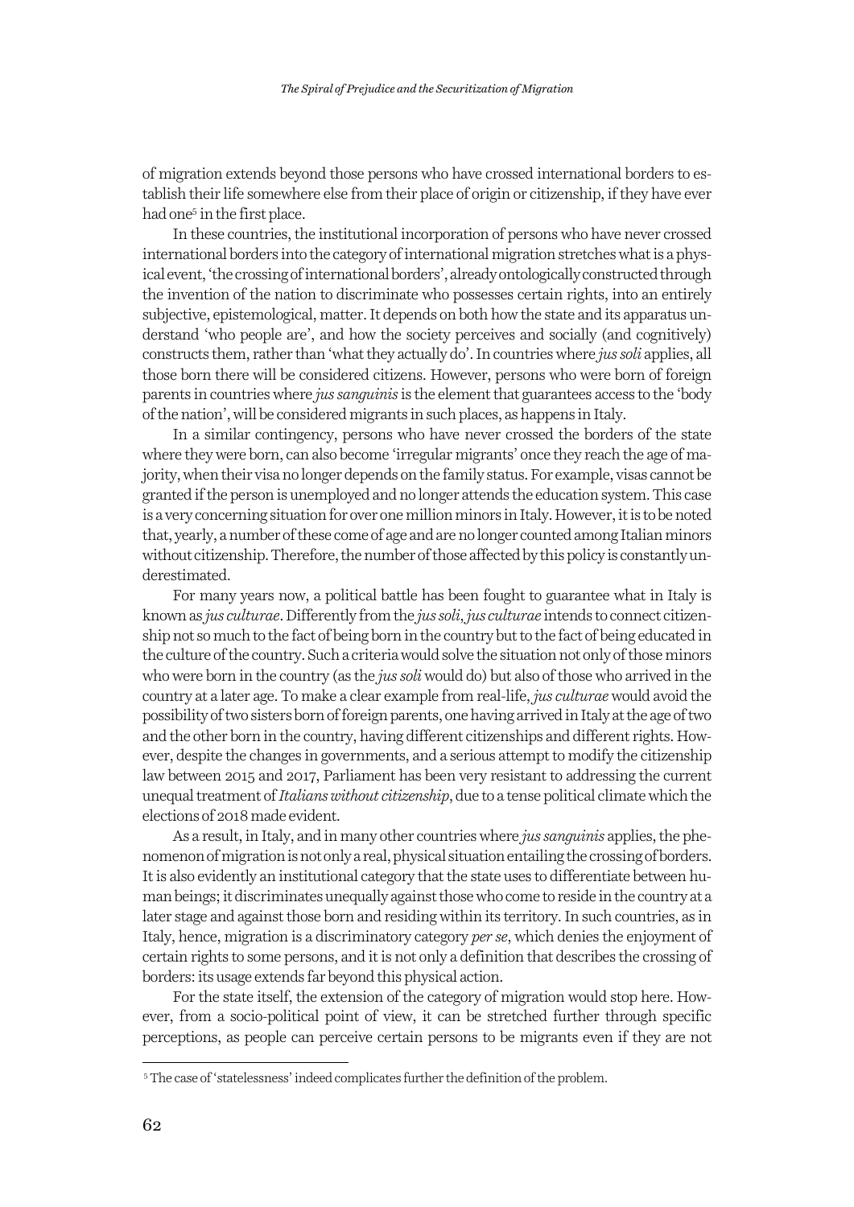of migration extends beyond those persons who have crossed international borders to establish their life somewhere else from their place of origin or citizenship, if they have ever had one[5] in the first place.

In these countries, the institutional incorporation of persons who have never crossed international borders into the category of international migration stretches what is a physical event, 'the crossing of international borders', already ontologically constructed through the invention of the nation to discriminate who possesses certain rights, into an entirely subjective, epistemological, matter. It depends on both how the state and its apparatus understand 'who people are', and how the society perceives and socially (and cognitively) constructs them, rather than 'what they actually do'. In countries where *jus soli* applies, all those born there will be considered citizens. However, persons who were born of foreign parents in countries where *jus sanguinis* is the element that guarantees access to the 'body of the nation', will be considered migrants in such places, as happens in Italy.

In a similar contingency, persons who have never crossed the borders of the state where they were born, can also become 'irregular migrants' once they reach the age of majority, when their visa no longer depends on the family status. For example, visas cannot be granted if the person is unemployed and no longer attends the education system. This case is a very concerning situation for over one million minors in Italy. However, it is to be noted that, yearly, a number of these come of age and are no longer counted among Italian minors without citizenship. Therefore, the number of those affected by this policy is constantly underestimated.

For many years now, a political battle has been fought to guarantee what in Italy is known as *jus culturae*. Differently from the *jus soli*, *jus culturae* intends to connect citizenship not so much to the fact of being born in the country but to the fact of being educated in the culture of the country. Such a criteria would solve the situation not only of those minors who were born in the country (as the *jus soli* would do) but also of those who arrived in the country at a later age. To make a clear example from real-life, *jus culturae* would avoid the possibility of two sisters born of foreign parents, one having arrived in Italy at the age of two and the other born in the country, having different citizenships and different rights. However, despite the changes in governments, and a serious attempt to modify the citizenship law between 2015 and 2017, Parliament has been very resistant to addressing the current unequal treatment of *Italians without citizenship*, due to a tense political climate which the elections of 2018 made evident.

As a result, in Italy, and in many other countries where *jus sanguinis* applies, the phenomenon of migration is not only a real, physical situation entailing the crossing of borders. It is also evidently an institutional category that the state uses to differentiate between human beings; it discriminates unequally against those who come to reside in the country at a later stage and against those born and residing within its territory. In such countries, as in Italy, hence, migration is a discriminatory category *per se*, which denies the enjoyment of certain rights to some persons, and it is not only a definition that describes the crossing of borders: its usage extends far beyond this physical action.

For the state itself, the extension of the category of migration would stop here. However, from a socio-political point of view, it can be stretched further through specific perceptions, as people can perceive certain persons to be migrants even if they are not

[5] The case of 'statelessness' indeed complicates further the definition of the problem.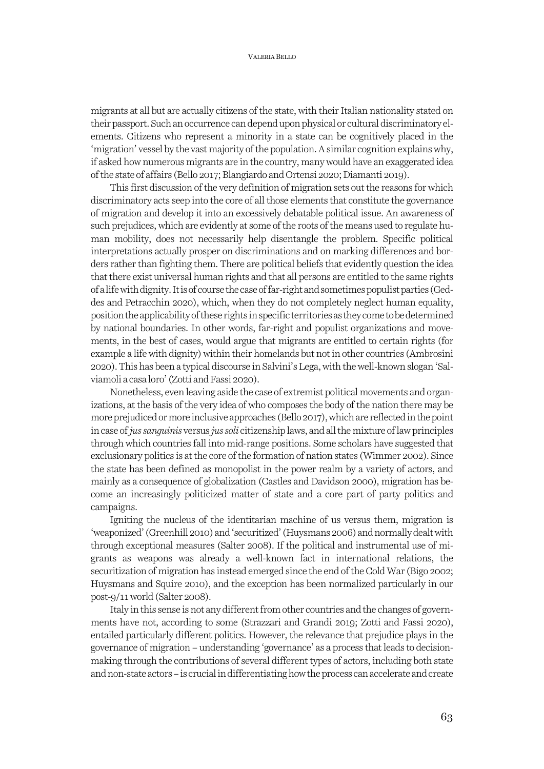migrants at all but are actually citizens of the state, with their Italian nationality stated on their passport. Such an occurrence can depend upon physical or cultural discriminatory elements. Citizens who represent a minority in a state can be cognitively placed in the 'migration' vessel by the vast majority of the population. A similar cognition explains why, if asked how numerous migrants are in the country, many would have an exaggerated idea of the state of affairs (Bello 2017; Blangiardo and Ortensi 2020; Diamanti 2019).

This first discussion of the very definition of migration sets out the reasons for which discriminatory acts seep into the core of all those elements that constitute the governance of migration and develop it into an excessively debatable political issue. An awareness of such prejudices, which are evidently at some of the roots of the means used to regulate human mobility, does not necessarily help disentangle the problem. Specific political interpretations actually prosper on discriminations and on marking differences and borders rather than fighting them. There are political beliefs that evidently question the idea that there exist universal human rights and that all persons are entitled to the same rights of a life with dignity. It is of course the case of far-right and sometimes populist parties (Geddes and Petracchin 2020), which, when they do not completely neglect human equality, position the applicability of these rights in specific territories as they come to be determined by national boundaries. In other words, far-right and populist organizations and movements, in the best of cases, would argue that migrants are entitled to certain rights (for example a life with dignity) within their homelands but not in other countries (Ambrosini 2020). This has been a typical discourse in Salvini's Lega, with the well-known slogan 'Salviamoli a casa loro' (Zotti and Fassi 2020).

Nonetheless, even leaving aside the case of extremist political movements and organizations, at the basis of the very idea of who composes the body of the nation there may be more prejudiced or more inclusive approaches (Bello 2017), which are reflected in the point in case of *jus sanguinis* versus *jus soli* citizenship laws, and all the mixture of law principles through which countries fall into mid-range positions. Some scholars have suggested that exclusionary politics is at the core of the formation of nation states (Wimmer 2002). Since the state has been defined as monopolist in the power realm by a variety of actors, and mainly as a consequence of globalization (Castles and Davidson 2000), migration has become an increasingly politicized matter of state and a core part of party politics and campaigns.

Igniting the nucleus of the identitarian machine of us versus them, migration is 'weaponized' (Greenhill 2010) and 'securitized' (Huysmans 2006) and normally dealt with through exceptional measures (Salter 2008). If the political and instrumental use of migrants as weapons was already a well-known fact in international relations, the securitization of migration has instead emerged since the end of the Cold War (Bigo 2002; Huysmans and Squire 2010), and the exception has been normalized particularly in our post-9/11 world (Salter 2008).

Italy in this sense is not any different from other countries and the changes of governments have not, according to some (Strazzari and Grandi 2019; Zotti and Fassi 2020), entailed particularly different politics. However, the relevance that prejudice plays in the governance of migration – understanding 'governance' as a process that leads to decision-making through the contributions of several different types of actors, including both state and non-state actors – is crucial in differentiating how the process can accelerate and create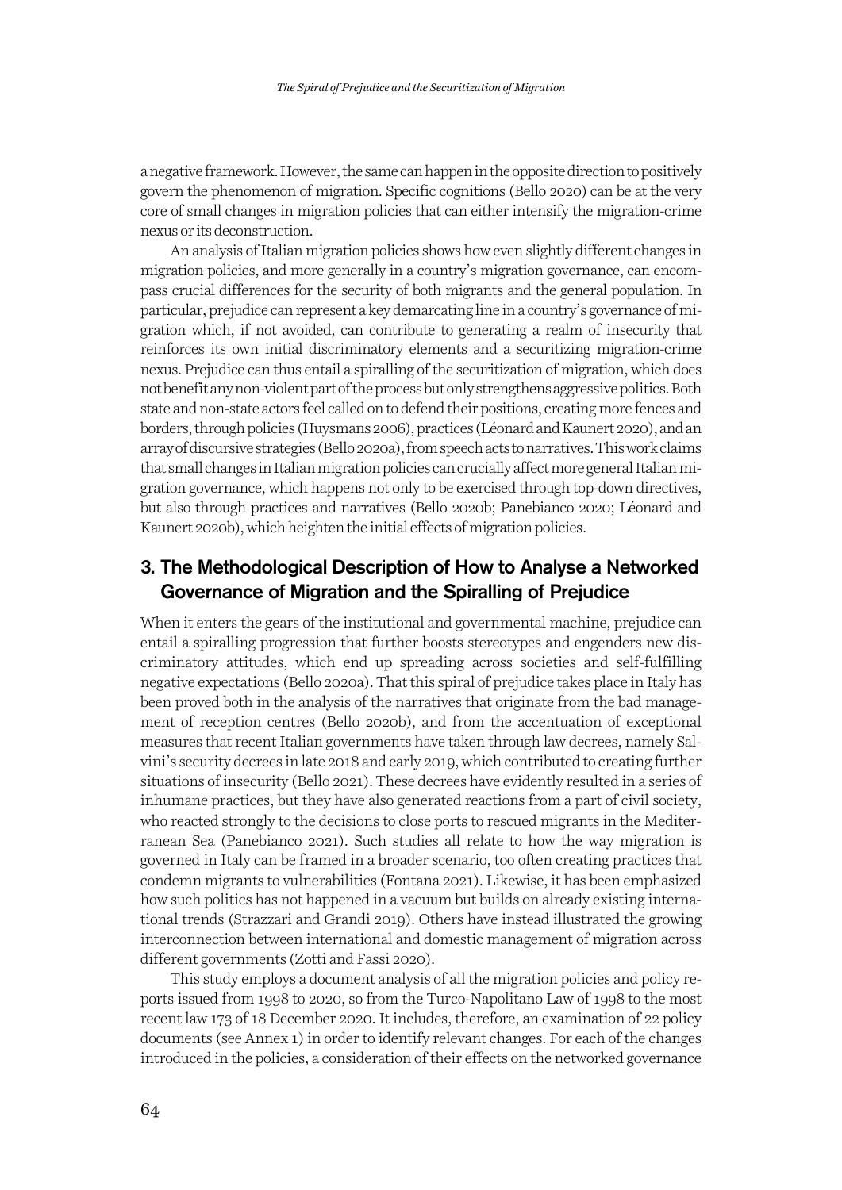a negative framework. However, the same can happen in the opposite direction to positively govern the phenomenon of migration. Specific cognitions (Bello 2020) can be at the very core of small changes in migration policies that can either intensify the migration-crime nexus or its deconstruction.

An analysis of Italian migration policies shows how even slightly different changes in migration policies, and more generally in a country's migration governance, can encompass crucial differences for the security of both migrants and the general population. In particular, prejudice can represent a key demarcating line in a country's governance of migration which, if not avoided, can contribute to generating a realm of insecurity that reinforces its own initial discriminatory elements and a securitizing migration-crime nexus. Prejudice can thus entail a spiralling of the securitization of migration, which does not benefit any non-violent part of the process but only strengthens aggressive politics. Both state and non-state actors feel called on to defend their positions, creating more fences and borders, through policies (Huysmans 2006), practices (Léonard and Kaunert 2020), and an array of discursive strategies (Bello 2020a), from speech acts to narratives. This work claims that small changes in Italian migration policies can crucially affect more general Italian migration governance, which happens not only to be exercised through top-down directives, but also through practices and narratives (Bello 2020b; Panebianco 2020; Léonard and Kaunert 2020b), which heighten the initial effects of migration policies.

## 3. The Methodological Description of How to Analyse a Networked Governance of Migration and the Spiralling of Prejudice

When it enters the gears of the institutional and governmental machine, prejudice can entail a spiralling progression that further boosts stereotypes and engenders new discriminatory attitudes, which end up spreading across societies and self-fulfilling negative expectations (Bello 2020a). That this spiral of prejudice takes place in Italy has been proved both in the analysis of the narratives that originate from the bad management of reception centres (Bello 2020b), and from the accentuation of exceptional measures that recent Italian governments have taken through law decrees, namely Salvini's security decrees in late 2018 and early 2019, which contributed to creating further situations of insecurity (Bello 2021). These decrees have evidently resulted in a series of inhumane practices, but they have also generated reactions from a part of civil society, who reacted strongly to the decisions to close ports to rescued migrants in the Mediterranean Sea (Panebianco 2021). Such studies all relate to how the way migration is governed in Italy can be framed in a broader scenario, too often creating practices that condemn migrants to vulnerabilities (Fontana 2021). Likewise, it has been emphasized how such politics has not happened in a vacuum but builds on already existing international trends (Strazzari and Grandi 2019). Others have instead illustrated the growing interconnection between international and domestic management of migration across different governments (Zotti and Fassi 2020).

This study employs a document analysis of all the migration policies and policy reports issued from 1998 to 2020, so from the Turco-Napolitano Law of 1998 to the most recent law 173 of 18 December 2020. It includes, therefore, an examination of 22 policy documents (see Annex 1) in order to identify relevant changes. For each of the changes introduced in the policies, a consideration of their effects on the networked governance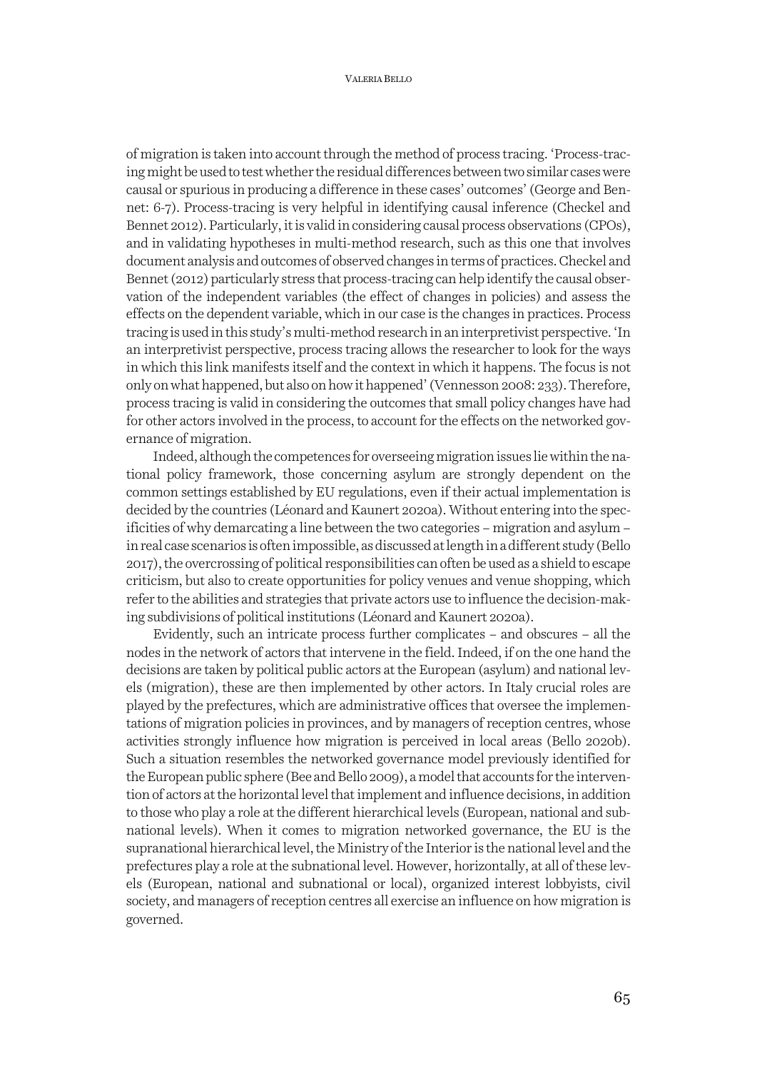of migration is taken into account through the method of process tracing. 'Process-tracing might be used to test whether the residual differences between two similar cases were causal or spurious in producing a difference in these cases' outcomes' (George and Bennet: 6-7). Process-tracing is very helpful in identifying causal inference (Checkel and Bennet 2012). Particularly, it is valid in considering causal process observations (CPOs), and in validating hypotheses in multi-method research, such as this one that involves document analysis and outcomes of observed changes in terms of practices. Checkel and Bennet (2012) particularly stress that process-tracing can help identify the causal observation of the independent variables (the effect of changes in policies) and assess the effects on the dependent variable, which in our case is the changes in practices. Process tracing is used in this study's multi-method research in an interpretivist perspective. 'In an interpretivist perspective, process tracing allows the researcher to look for the ways in which this link manifests itself and the context in which it happens. The focus is not only on what happened, but also on how it happened' (Vennesson 2008: 233). Therefore, process tracing is valid in considering the outcomes that small policy changes have had for other actors involved in the process, to account for the effects on the networked governance of migration.

Indeed, although the competences for overseeing migration issues lie within the national policy framework, those concerning asylum are strongly dependent on the common settings established by EU regulations, even if their actual implementation is decided by the countries (Léonard and Kaunert 2020a). Without entering into the specificities of why demarcating a line between the two categories – migration and asylum – in real case scenarios is often impossible, as discussed at length in a different study (Bello 2017), the overcrossing of political responsibilities can often be used as a shield to escape criticism, but also to create opportunities for policy venues and venue shopping, which refer to the abilities and strategies that private actors use to influence the decision-making subdivisions of political institutions (Léonard and Kaunert 2020a).

Evidently, such an intricate process further complicates – and obscures – all the nodes in the network of actors that intervene in the field. Indeed, if on the one hand the decisions are taken by political public actors at the European (asylum) and national levels (migration), these are then implemented by other actors. In Italy crucial roles are played by the prefectures, which are administrative offices that oversee the implementations of migration policies in provinces, and by managers of reception centres, whose activities strongly influence how migration is perceived in local areas (Bello 2020b). Such a situation resembles the networked governance model previously identified for the European public sphere (Bee and Bello 2009), a model that accounts for the intervention of actors at the horizontal level that implement and influence decisions, in addition to those who play a role at the different hierarchical levels (European, national and subnational levels). When it comes to migration networked governance, the EU is the supranational hierarchical level, the Ministry of the Interior is the national level and the prefectures play a role at the subnational level. However, horizontally, at all of these levels (European, national and subnational or local), organized interest lobbyists, civil society, and managers of reception centres all exercise an influence on how migration is governed.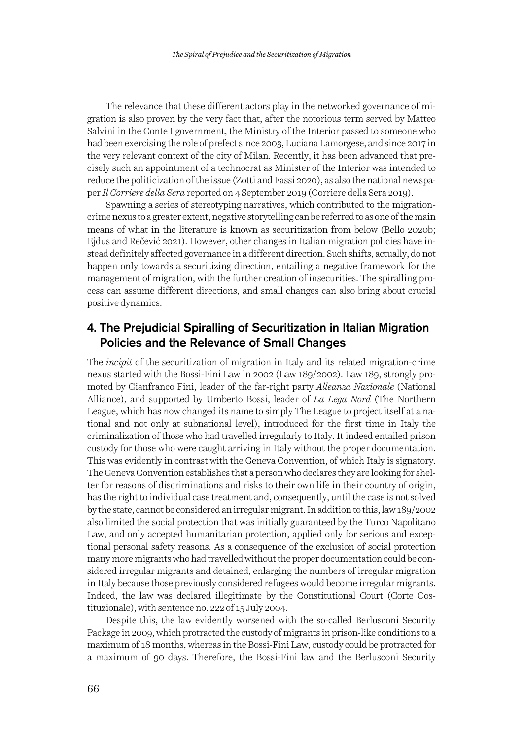The relevance that these different actors play in the networked governance of migration is also proven by the very fact that, after the notorious term served by Matteo Salvini in the Conte I government, the Ministry of the Interior passed to someone who had been exercising the role of prefect since 2003, Luciana Lamorgese, and since 2017 in the very relevant context of the city of Milan. Recently, it has been advanced that precisely such an appointment of a technocrat as Minister of the Interior was intended to reduce the politicization of the issue (Zotti and Fassi 2020), as also the national newspaper *Il Corriere della Sera* reported on 4 September 2019 (Corriere della Sera 2019).

Spawning a series of stereotyping narratives, which contributed to the migration-crime nexus to a greater extent, negative storytelling can be referred to as one of the main means of what in the literature is known as securitization from below (Bello 2020b; Ejdus and Rečević 2021). However, other changes in Italian migration policies have instead definitely affected governance in a different direction. Such shifts, actually, do not happen only towards a securitizing direction, entailing a negative framework for the management of migration, with the further creation of insecurities. The spiralling process can assume different directions, and small changes can also bring about crucial positive dynamics.

## 4. The Prejudicial Spiralling of Securitization in Italian Migration Policies and the Relevance of Small Changes

The *incipit* of the securitization of migration in Italy and its related migration-crime nexus started with the Bossi-Fini Law in 2002 (Law 189/2002). Law 189, strongly promoted by Gianfranco Fini, leader of the far-right party *Alleanza Nazionale* (National Alliance), and supported by Umberto Bossi, leader of *La Lega Nord* (The Northern League, which has now changed its name to simply The League to project itself at a national and not only at subnational level), introduced for the first time in Italy the criminalization of those who had travelled irregularly to Italy. It indeed entailed prison custody for those who were caught arriving in Italy without the proper documentation. This was evidently in contrast with the Geneva Convention, of which Italy is signatory. The Geneva Convention establishes that a person who declares they are looking for shelter for reasons of discriminations and risks to their own life in their country of origin, has the right to individual case treatment and, consequently, until the case is not solved by the state, cannot be considered an irregular migrant. In addition to this, law 189/2002 also limited the social protection that was initially guaranteed by the Turco Napolitano Law, and only accepted humanitarian protection, applied only for serious and exceptional personal safety reasons. As a consequence of the exclusion of social protection many more migrants who had travelled without the proper documentation could be considered irregular migrants and detained, enlarging the numbers of irregular migration in Italy because those previously considered refugees would become irregular migrants. Indeed, the law was declared illegitimate by the Constitutional Court (Corte Costituzionale), with sentence no. 222 of 15 July 2004.

Despite this, the law evidently worsened with the so-called Berlusconi Security Package in 2009, which protracted the custody of migrants in prison-like conditions to a maximum of 18 months, whereas in the Bossi-Fini Law, custody could be protracted for a maximum of 90 days. Therefore, the Bossi-Fini law and the Berlusconi Security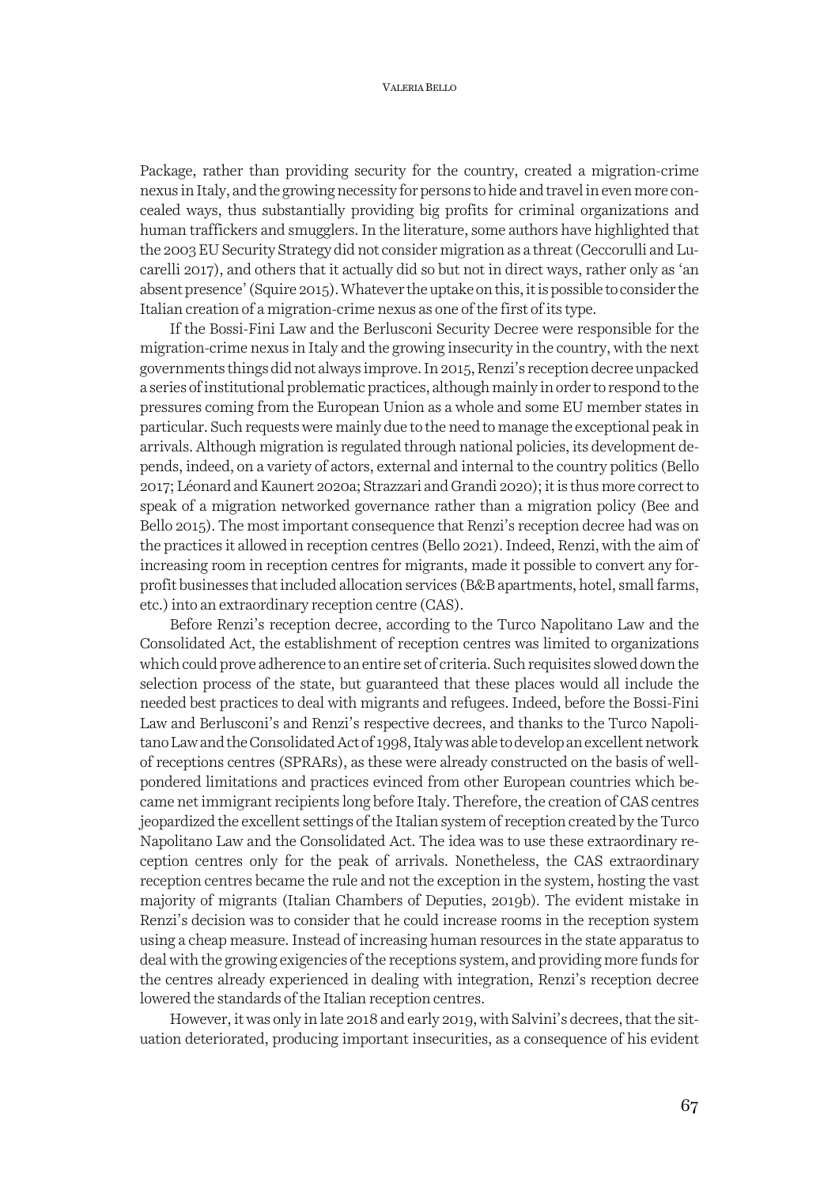Package, rather than providing security for the country, created a migration-crime nexus in Italy, and the growing necessity for persons to hide and travel in even more concealed ways, thus substantially providing big profits for criminal organizations and human traffickers and smugglers. In the literature, some authors have highlighted that the 2003 EU Security Strategy did not consider migration as a threat (Ceccorulli and Lucarelli 2017), and others that it actually did so but not in direct ways, rather only as 'an absent presence' (Squire 2015). Whatever the uptake on this, it is possible to consider the Italian creation of a migration-crime nexus as one of the first of its type.

If the Bossi-Fini Law and the Berlusconi Security Decree were responsible for the migration-crime nexus in Italy and the growing insecurity in the country, with the next governments things did not always improve. In 2015, Renzi's reception decree unpacked a series of institutional problematic practices, although mainly in order to respond to the pressures coming from the European Union as a whole and some EU member states in particular. Such requests were mainly due to the need to manage the exceptional peak in arrivals. Although migration is regulated through national policies, its development depends, indeed, on a variety of actors, external and internal to the country politics (Bello 2017; Léonard and Kaunert 2020a; Strazzari and Grandi 2020); it is thus more correct to speak of a migration networked governance rather than a migration policy (Bee and Bello 2015). The most important consequence that Renzi's reception decree had was on the practices it allowed in reception centres (Bello 2021). Indeed, Renzi, with the aim of increasing room in reception centres for migrants, made it possible to convert any for-profit businesses that included allocation services (B&B apartments, hotel, small farms, etc.) into an extraordinary reception centre (CAS).

Before Renzi's reception decree, according to the Turco Napolitano Law and the Consolidated Act, the establishment of reception centres was limited to organizations which could prove adherence to an entire set of criteria. Such requisites slowed down the selection process of the state, but guaranteed that these places would all include the needed best practices to deal with migrants and refugees. Indeed, before the Bossi-Fini Law and Berlusconi's and Renzi's respective decrees, and thanks to the Turco Napolitano Law and the Consolidated Act of 1998, Italy was able to develop an excellent network of receptions centres (SPRARs), as these were already constructed on the basis of well-pondered limitations and practices evinced from other European countries which became net immigrant recipients long before Italy. Therefore, the creation of CAS centres jeopardized the excellent settings of the Italian system of reception created by the Turco Napolitano Law and the Consolidated Act. The idea was to use these extraordinary reception centres only for the peak of arrivals. Nonetheless, the CAS extraordinary reception centres became the rule and not the exception in the system, hosting the vast majority of migrants (Italian Chambers of Deputies, 2019b). The evident mistake in Renzi's decision was to consider that he could increase rooms in the reception system using a cheap measure. Instead of increasing human resources in the state apparatus to deal with the growing exigencies of the receptions system, and providing more funds for the centres already experienced in dealing with integration, Renzi's reception decree lowered the standards of the Italian reception centres.

However, it was only in late 2018 and early 2019, with Salvini's decrees, that the situation deteriorated, producing important insecurities, as a consequence of his evident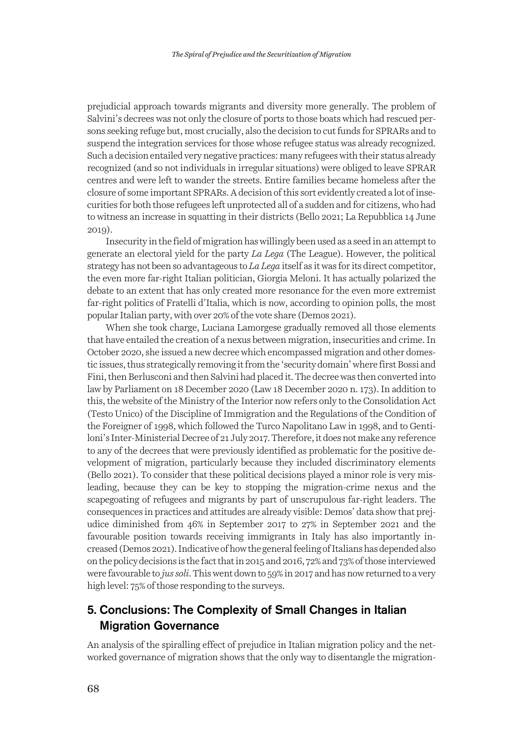prejudicial approach towards migrants and diversity more generally. The problem of Salvini's decrees was not only the closure of ports to those boats which had rescued persons seeking refuge but, most crucially, also the decision to cut funds for SPRARs and to suspend the integration services for those whose refugee status was already recognized. Such a decision entailed very negative practices: many refugees with their status already recognized (and so not individuals in irregular situations) were obliged to leave SPRAR centres and were left to wander the streets. Entire families became homeless after the closure of some important SPRARs. A decision of this sort evidently created a lot of insecurities for both those refugees left unprotected all of a sudden and for citizens, who had to witness an increase in squatting in their districts (Bello 2021; La Repubblica 14 June 2019).

Insecurity in the field of migration has willingly been used as a seed in an attempt to generate an electoral yield for the party *La Lega* (The League). However, the political strategy has not been so advantageous to *La Lega* itself as it was for its direct competitor, the even more far-right Italian politician, Giorgia Meloni. It has actually polarized the debate to an extent that has only created more resonance for the even more extremist far-right politics of Fratelli d'Italia, which is now, according to opinion polls, the most popular Italian party, with over 20% of the vote share (Demos 2021).

When she took charge, Luciana Lamorgese gradually removed all those elements that have entailed the creation of a nexus between migration, insecurities and crime. In October 2020, she issued a new decree which encompassed migration and other domestic issues, thus strategically removing it from the 'security domain' where first Bossi and Fini, then Berlusconi and then Salvini had placed it. The decree was then converted into law by Parliament on 18 December 2020 (Law 18 December 2020 n. 173). In addition to this, the website of the Ministry of the Interior now refers only to the Consolidation Act (Testo Unico) of the Discipline of Immigration and the Regulations of the Condition of the Foreigner of 1998, which followed the Turco Napolitano Law in 1998, and to Gentiloni's Inter-Ministerial Decree of 21 July 2017. Therefore, it does not make any reference to any of the decrees that were previously identified as problematic for the positive development of migration, particularly because they included discriminatory elements (Bello 2021). To consider that these political decisions played a minor role is very misleading, because they can be key to stopping the migration-crime nexus and the scapegoating of refugees and migrants by part of unscrupulous far-right leaders. The consequences in practices and attitudes are already visible: Demos' data show that prejudice diminished from 46% in September 2017 to 27% in September 2021 and the favourable position towards receiving immigrants in Italy has also importantly increased (Demos 2021). Indicative of how the general feeling of Italians has depended also on the policy decisions is the fact that in 2015 and 2016, 72% and 73% of those interviewed were favourable to *jus soli*. This went down to 59% in 2017 and has now returned to a very high level: 75% of those responding to the surveys.

## 5. Conclusions: The Complexity of Small Changes in Italian Migration Governance

An analysis of the spiralling effect of prejudice in Italian migration policy and the networked governance of migration shows that the only way to disentangle the migration-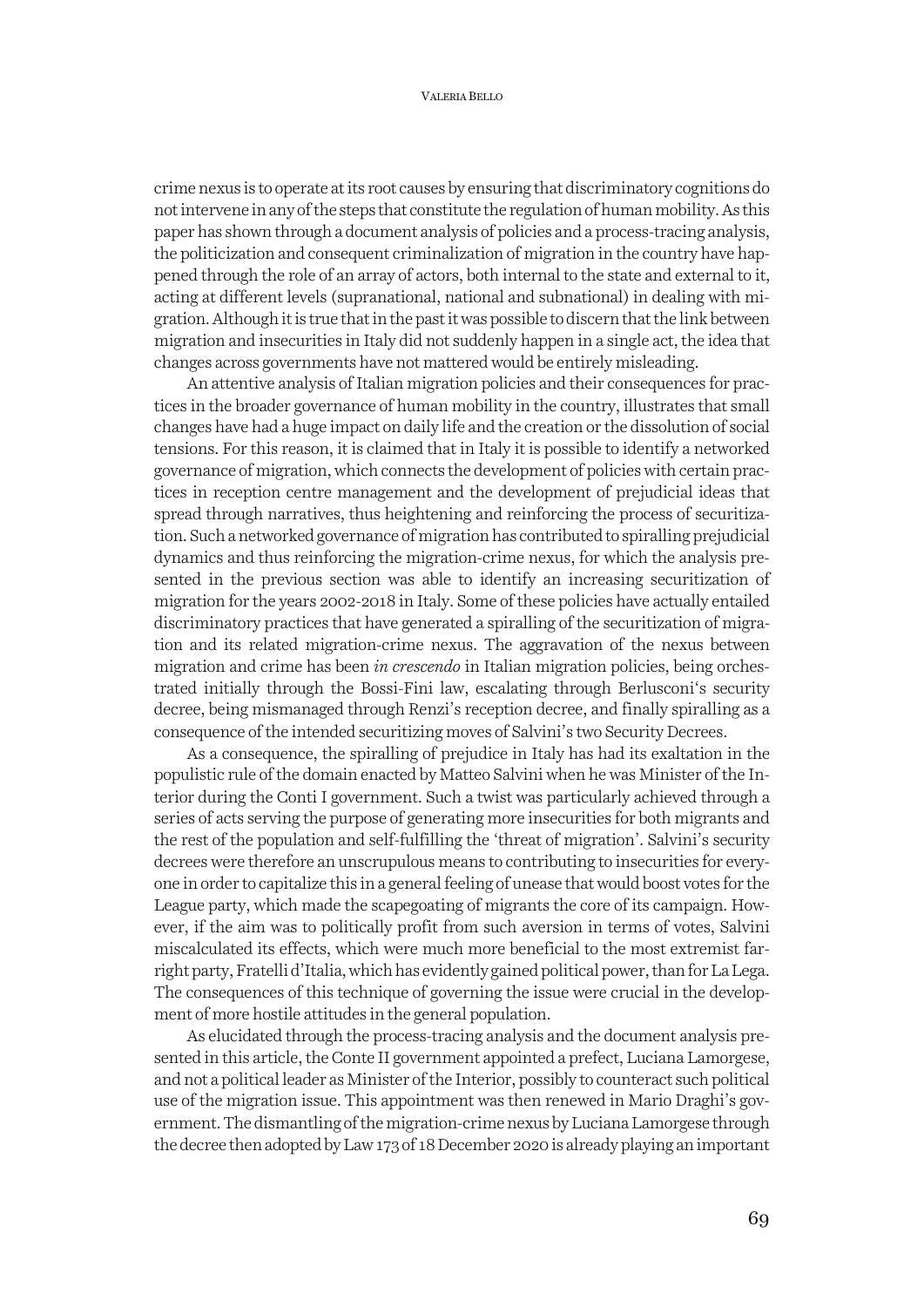crime nexus is to operate at its root causes by ensuring that discriminatory cognitions do not intervene in any of the steps that constitute the regulation of human mobility. As this paper has shown through a document analysis of policies and a process-tracing analysis, the politicization and consequent criminalization of migration in the country have happened through the role of an array of actors, both internal to the state and external to it, acting at different levels (supranational, national and subnational) in dealing with migration. Although it is true that in the past it was possible to discern that the link between migration and insecurities in Italy did not suddenly happen in a single act, the idea that changes across governments have not mattered would be entirely misleading.

An attentive analysis of Italian migration policies and their consequences for practices in the broader governance of human mobility in the country, illustrates that small changes have had a huge impact on daily life and the creation or the dissolution of social tensions. For this reason, it is claimed that in Italy it is possible to identify a networked governance of migration, which connects the development of policies with certain practices in reception centre management and the development of prejudicial ideas that spread through narratives, thus heightening and reinforcing the process of securitization. Such a networked governance of migration has contributed to spiralling prejudicial dynamics and thus reinforcing the migration-crime nexus, for which the analysis presented in the previous section was able to identify an increasing securitization of migration for the years 2002-2018 in Italy. Some of these policies have actually entailed discriminatory practices that have generated a spiralling of the securitization of migration and its related migration-crime nexus. The aggravation of the nexus between migration and crime has been *in crescendo* in Italian migration policies, being orchestrated initially through the Bossi-Fini law, escalating through Berlusconi's security decree, being mismanaged through Renzi's reception decree, and finally spiralling as a consequence of the intended securitizing moves of Salvini's two Security Decrees.

As a consequence, the spiralling of prejudice in Italy has had its exaltation in the populistic rule of the domain enacted by Matteo Salvini when he was Minister of the Interior during the Conti I government. Such a twist was particularly achieved through a series of acts serving the purpose of generating more insecurities for both migrants and the rest of the population and self-fulfilling the 'threat of migration'. Salvini's security decrees were therefore an unscrupulous means to contributing to insecurities for everyone in order to capitalize this in a general feeling of unease that would boost votes for the League party, which made the scapegoating of migrants the core of its campaign. However, if the aim was to politically profit from such aversion in terms of votes, Salvini miscalculated its effects, which were much more beneficial to the most extremist far-right party, Fratelli d'Italia, which has evidently gained political power, than for La Lega. The consequences of this technique of governing the issue were crucial in the development of more hostile attitudes in the general population.

As elucidated through the process-tracing analysis and the document analysis presented in this article, the Conte II government appointed a prefect, Luciana Lamorgese, and not a political leader as Minister of the Interior, possibly to counteract such political use of the migration issue. This appointment was then renewed in Mario Draghi's government. The dismantling of the migration-crime nexus by Luciana Lamorgese through the decree then adopted by Law 173 of 18 December 2020 is already playing an important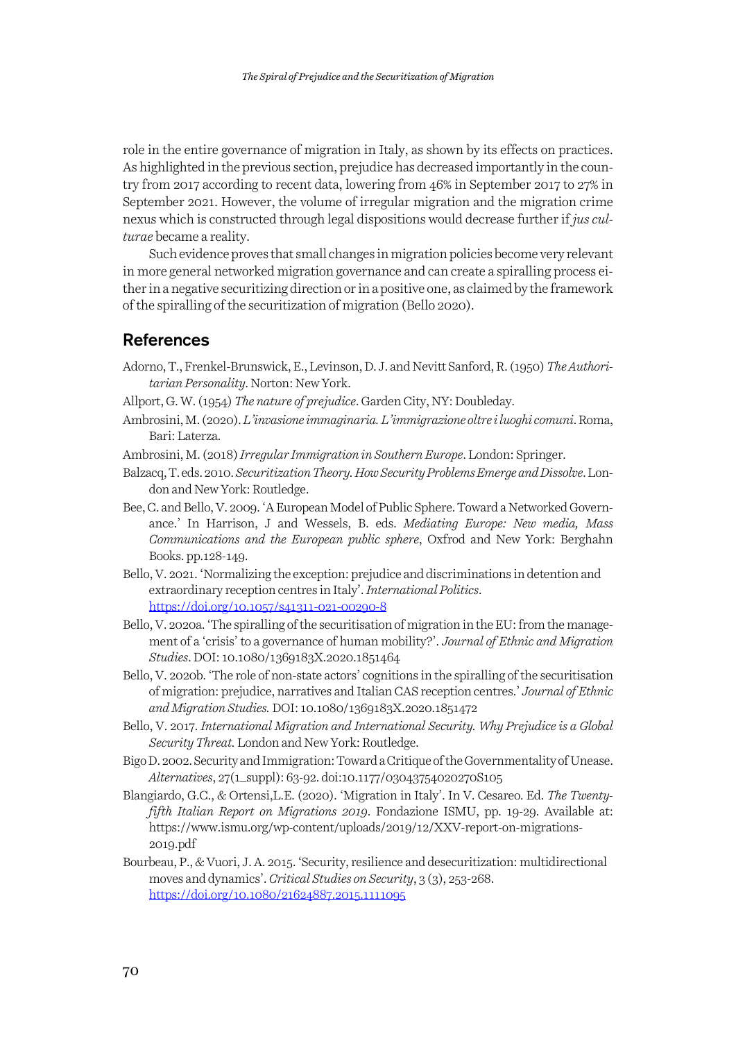role in the entire governance of migration in Italy, as shown by its effects on practices. As highlighted in the previous section, prejudice has decreased importantly in the country from 2017 according to recent data, lowering from 46% in September 2017 to 27% in September 2021. However, the volume of irregular migration and the migration crime nexus which is constructed through legal dispositions would decrease further if *jus culturae* became a reality.

Such evidence proves that small changes in migration policies become very relevant in more general networked migration governance and can create a spiralling process either in a negative securitizing direction or in a positive one, as claimed by the framework of the spiralling of the securitization of migration (Bello 2020).

## References

Adorno, T., Frenkel-Brunswick, E., Levinson, D. J. and Nevitt Sanford, R. (1950) *The Authoritarian Personality*. Norton: New York.

Allport, G. W. (1954) *The nature of prejudice*. Garden City, NY: Doubleday.

Ambrosini, M. (2020). *L'invasione immaginaria. L'immigrazione oltre i luoghi comuni*. Roma, Bari: Laterza.

Ambrosini, M. (2018) *Irregular Immigration in Southern Europe*. London: Springer.

Balzacq, T. eds. 2010. *Securitization Theory. How Security Problems Emerge and Dissolve*. London and New York: Routledge.

Bee, C. and Bello, V. 2009. 'A European Model of Public Sphere. Toward a Networked Governance.' In Harrison, J and Wessels, B. eds. *Mediating Europe: New media, Mass Communications and the European public sphere*, Oxfrod and New York: Berghahn Books. pp.128-149.

Bello, V. 2021. 'Normalizing the exception: prejudice and discriminations in detention and extraordinary reception centres in Italy'. *International Politics*. https://doi.org/10.1057/s41311-021-00290-8

Bello, V. 2020a. 'The spiralling of the securitisation of migration in the EU: from the management of a 'crisis' to a governance of human mobility?'. *Journal of Ethnic and Migration Studies*. DOI: 10.1080/1369183X.2020.1851464

Bello, V. 2020b. 'The role of non-state actors' cognitions in the spiralling of the securitisation of migration: prejudice, narratives and Italian CAS reception centres.' *Journal of Ethnic and Migration Studies.* DOI: 10.1080/1369183X.2020.1851472

Bello, V. 2017. *International Migration and International Security. Why Prejudice is a Global Security Threat.* London and New York: Routledge.

Bigo D. 2002. Security and Immigration: Toward a Critique of the Governmentality of Unease. *Alternatives*, 27(1_suppl): 63-92. doi:10.1177/03043754020270S105

Blangiardo, G.C., & Ortensi,L.E. (2020). 'Migration in Italy'. In V. Cesareo. Ed. *The Twenty-fifth Italian Report on Migrations 2019*. Fondazione ISMU, pp. 19-29. Available at: https://www.ismu.org/wp-content/uploads/2019/12/XXV-report-on-migrations-2019.pdf

Bourbeau, P., & Vuori, J. A. 2015. 'Security, resilience and desecuritization: multidirectional moves and dynamics'. *Critical Studies on Security*, 3 (3), 253-268. https://doi.org/10.1080/21624887.2015.1111095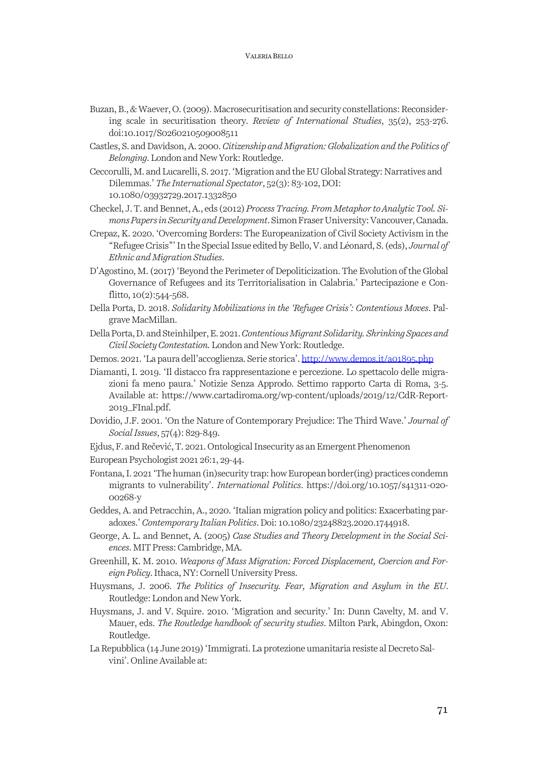Buzan, B., & Waever, O. (2009). Macrosecuritisation and security constellations: Reconsidering scale in securitisation theory. *Review of International Studies*, 35(2), 253-276. doi:10.1017/S0260210509008511

Castles, S. and Davidson, A. 2000. *Citizenship and Migration: Globalization and the Politics of Belonging*. London and New York: Routledge.

Ceccorulli, M. and Lucarelli, S. 2017. 'Migration and the EU Global Strategy: Narratives and Dilemmas.' *The International Spectator*, 52(3): 83-102, DOI: 10.1080/03932729.2017.1332850

Checkel, J. T. and Bennet, A., eds (2012) *Process Tracing. From Metaphor to Analytic Tool. Simons Papers in Security and Development*. Simon Fraser University: Vancouver, Canada.

Crepaz, K. 2020. 'Overcoming Borders: The Europeanization of Civil Society Activism in the "Refugee Crisis"' In the Special Issue edited by Bello, V. and Léonard, S. (eds), *Journal of Ethnic and Migration Studies*.

D'Agostino, M. (2017) 'Beyond the Perimeter of Depoliticization. The Evolution of the Global Governance of Refugees and its Territorialisation in Calabria.' Partecipazione e Conflitto, 10(2):544-568.

Della Porta, D. 2018. *Solidarity Mobilizations in the 'Refugee Crisis': Contentious Moves*. Palgrave MacMillan.

Della Porta, D. and Steinhilper, E. 2021. *Contentious Migrant Solidarity. Shrinking Spaces and Civil Society Contestation.* London and New York: Routledge.

Demos. 2021. 'La paura dell'accoglienza. Serie storica'. http://www.demos.it/a01895.php

Diamanti, I. 2019. 'Il distacco fra rappresentazione e percezione. Lo spettacolo delle migrazioni fa meno paura.' Notizie Senza Approdo. Settimo rapporto Carta di Roma, 3-5. Available at: https://www.cartadiroma.org/wp-content/uploads/2019/12/CdR-Report-2019_FInal.pdf.

Dovidio, J.F. 2001. 'On the Nature of Contemporary Prejudice: The Third Wave.' *Journal of Social Issues*, 57(4): 829-849.

Ejdus, F. and Rečević, T. 2021. Ontological Insecurity as an Emergent Phenomenon European Psychologist 2021 26:1, 29-44.

Fontana, I. 2021 'The human (in)security trap: how European border(ing) practices condemn migrants to vulnerability'. *International Politics*. https://doi.org/10.1057/s41311-020-00268-y

Geddes, A. and Petracchin, A., 2020. 'Italian migration policy and politics: Exacerbating paradoxes.' *Contemporary Italian Politics*. Doi: 10.1080/23248823.2020.1744918.

George, A. L. and Bennet, A. (2005) *Case Studies and Theory Development in the Social Sciences*. MIT Press: Cambridge, MA.

Greenhill, K. M. 2010. *Weapons of Mass Migration: Forced Displacement, Coercion and Foreign Policy*. Ithaca, NY: Cornell University Press.

Huysmans, J. 2006. *The Politics of Insecurity. Fear, Migration and Asylum in the EU*. Routledge: London and New York.

Huysmans, J. and V. Squire. 2010. 'Migration and security.' In: Dunn Cavelty, M. and V. Mauer, eds. *The Routledge handbook of security studies*. Milton Park, Abingdon, Oxon: Routledge.

La Repubblica (14 June 2019) 'Immigrati. La protezione umanitaria resiste al Decreto Salvini'. Online Available at: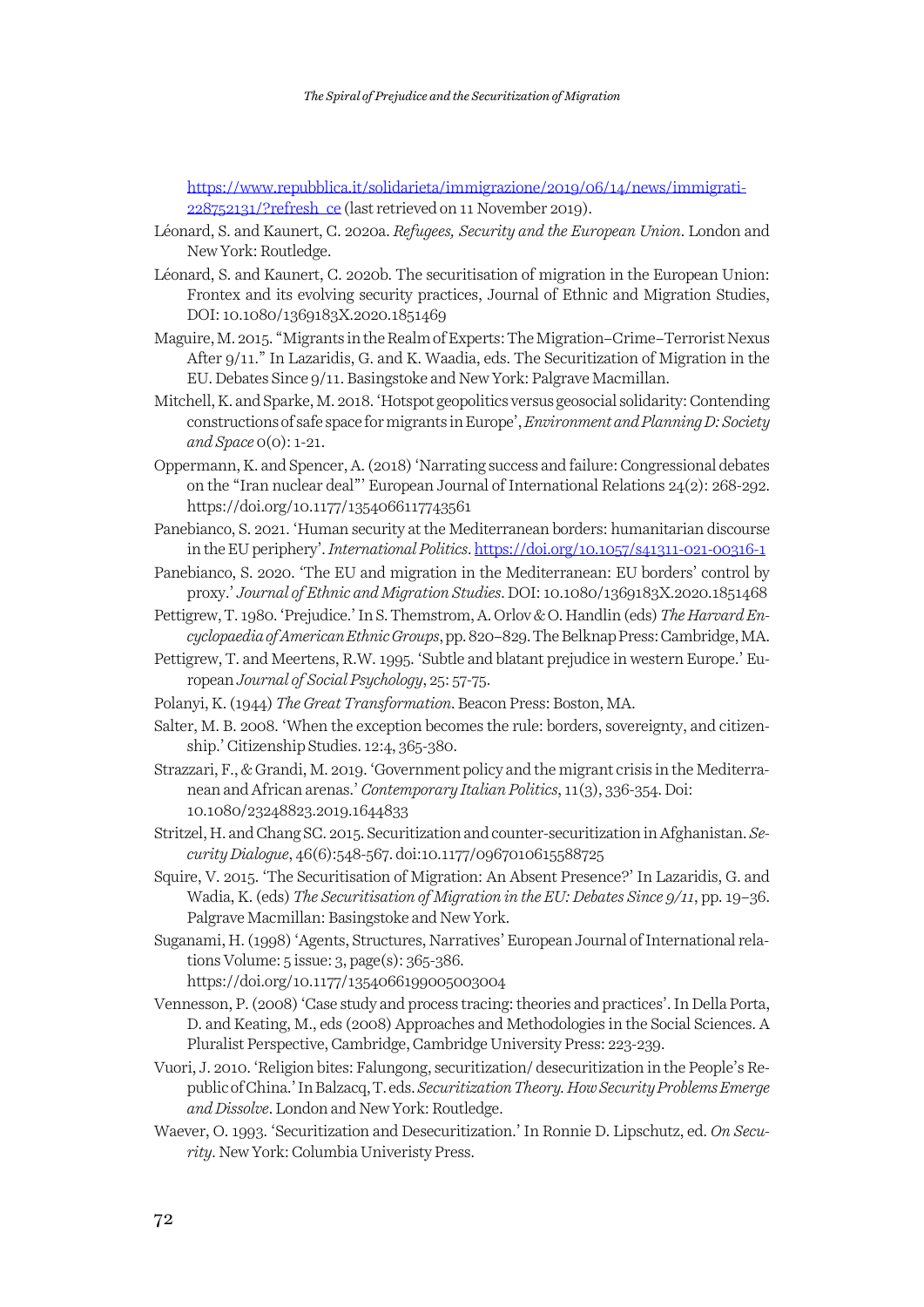https://www.repubblica.it/solidarieta/immigrazione/2019/06/14/news/immigrati-228752131/?refresh_ce (last retrieved on 11 November 2019).

Léonard, S. and Kaunert, C. 2020a. *Refugees, Security and the European Union*. London and New York: Routledge.

Léonard, S. and Kaunert, C. 2020b. The securitisation of migration in the European Union: Frontex and its evolving security practices, Journal of Ethnic and Migration Studies, DOI: 10.1080/1369183X.2020.1851469

Maguire, M. 2015. "Migrants in the Realm of Experts: The Migration–Crime–Terrorist Nexus After 9/11." In Lazaridis, G. and K. Waadia, eds. The Securitization of Migration in the EU. Debates Since 9/11. Basingstoke and New York: Palgrave Macmillan.

Mitchell, K. and Sparke, M. 2018. 'Hotspot geopolitics versus geosocial solidarity: Contending constructions of safe space for migrants in Europe', *Environment and Planning D: Society and Space* 0(0): 1-21.

Oppermann, K. and Spencer, A. (2018) 'Narrating success and failure: Congressional debates on the "Iran nuclear deal"' European Journal of International Relations 24(2): 268-292. https://doi.org/10.1177/1354066117743561

Panebianco, S. 2021. 'Human security at the Mediterranean borders: humanitarian discourse in the EU periphery'. *International Politics*. https://doi.org/10.1057/s41311-021-00316-1

Panebianco, S. 2020. 'The EU and migration in the Mediterranean: EU borders' control by proxy.' *Journal of Ethnic and Migration Studies*. DOI: 10.1080/1369183X.2020.1851468

Pettigrew, T. 1980. 'Prejudice.' In S. Themstrom, A. Orlov & O. Handlin (eds) *The Harvard Encyclopaedia of American Ethnic Groups*, pp. 820–829. The Belknap Press: Cambridge, MA.

Pettigrew, T. and Meertens, R.W. 1995. 'Subtle and blatant prejudice in western Europe.' European *Journal of Social Psychology*, 25: 57-75.

Polanyi, K. (1944) *The Great Transformation*. Beacon Press: Boston, MA.

Salter, M. B. 2008. 'When the exception becomes the rule: borders, sovereignty, and citizenship.' Citizenship Studies. 12:4, 365-380.

Strazzari, F., & Grandi, M. 2019. 'Government policy and the migrant crisis in the Mediterranean and African arenas.' *Contemporary Italian Politics*, 11(3), 336-354. Doi: 10.1080/23248823.2019.1644833

Stritzel, H. and Chang SC. 2015. Securitization and counter-securitization in Afghanistan. *Security Dialogue*, 46(6):548-567. doi:10.1177/0967010615588725

Squire, V. 2015. 'The Securitisation of Migration: An Absent Presence?' In Lazaridis, G. and Wadia, K. (eds) *The Securitisation of Migration in the EU: Debates Since 9/11*, pp. 19–36. Palgrave Macmillan: Basingstoke and New York.

Suganami, H. (1998) 'Agents, Structures, Narratives' European Journal of International relations Volume: 5 issue: 3, page(s): 365-386. https://doi.org/10.1177/1354066199005003004

Vennesson, P. (2008) 'Case study and process tracing: theories and practices'. In Della Porta, D. and Keating, M., eds (2008) Approaches and Methodologies in the Social Sciences. A Pluralist Perspective, Cambridge, Cambridge University Press: 223-239.

Vuori, J. 2010. 'Religion bites: Falungong, securitization/ desecuritization in the People's Republic of China.' In Balzacq, T. eds. *Securitization Theory. How Security Problems Emerge and Dissolve*. London and New York: Routledge.

Waever, O. 1993. 'Securitization and Desecuritization.' In Ronnie D. Lipschutz, ed. *On Security*. New York: Columbia Univeristy Press.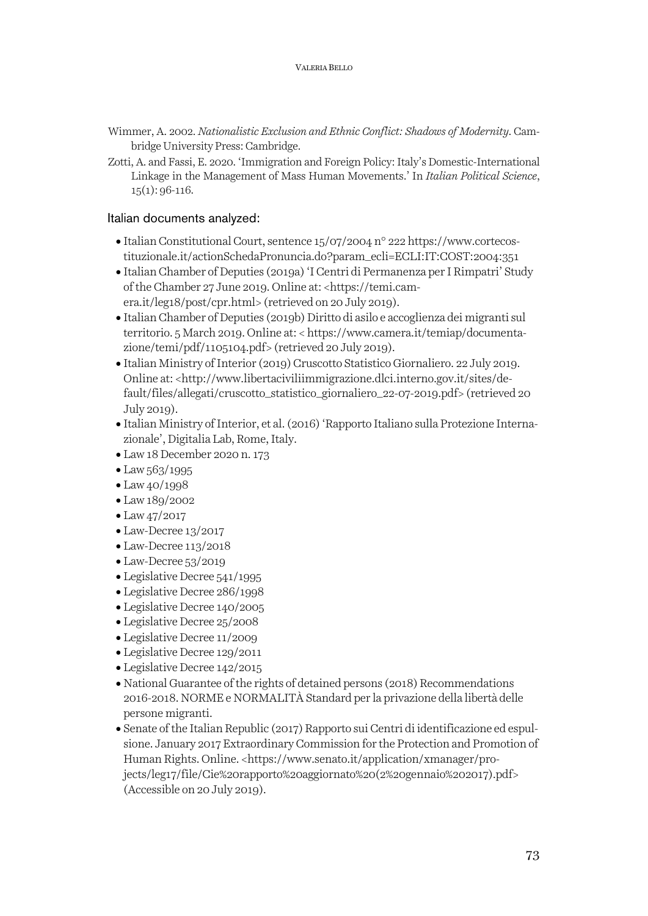Wimmer, A. 2002. *Nationalistic Exclusion and Ethnic Conflict: Shadows of Modernity*. Cambridge University Press: Cambridge.

Zotti, A. and Fassi, E. 2020. 'Immigration and Foreign Policy: Italy's Domestic-International Linkage in the Management of Mass Human Movements.' In *Italian Political Science*, 15(1): 96-116.

### Italian documents analyzed:

- Italian Constitutional Court, sentence 15/07/2004 n° 222 https://www.cortecostituzionale.it/actionSchedaPronuncia.do?param_ecli=ECLI:IT:COST:2004:351
- Italian Chamber of Deputies (2019a) 'I Centri di Permanenza per I Rimpatri' Study of the Chamber 27 June 2019. Online at: <https://temi.camera.it/leg18/post/cpr.html> (retrieved on 20 July 2019).
- Italian Chamber of Deputies (2019b) Diritto di asilo e accoglienza dei migranti sul territorio. 5 March 2019. Online at: < https://www.camera.it/temiap/documentazione/temi/pdf/1105104.pdf> (retrieved 20 July 2019).
- Italian Ministry of Interior (2019) Cruscotto Statistico Giornaliero. 22 July 2019. Online at: <http://www.libertaciviliimmigrazione.dlci.interno.gov.it/sites/default/files/allegati/cruscotto_statistico_giornaliero_22-07-2019.pdf> (retrieved 20 July 2019).
- Italian Ministry of Interior, et al. (2016) 'Rapporto Italiano sulla Protezione Internazionale', Digitalia Lab, Rome, Italy.
- Law 18 December 2020 n. 173
- Law 563/1995
- Law 40/1998
- Law 189/2002
- Law 47/2017
- Law-Decree 13/2017
- Law-Decree 113/2018
- Law-Decree 53/2019
- Legislative Decree 541/1995
- Legislative Decree 286/1998
- Legislative Decree 140/2005
- Legislative Decree 25/2008
- Legislative Decree 11/2009
- Legislative Decree 129/2011
- Legislative Decree 142/2015
- National Guarantee of the rights of detained persons (2018) Recommendations 2016-2018. NORME e NORMALITÀ Standard per la privazione della libertà delle persone migranti.
- Senate of the Italian Republic (2017) Rapporto sui Centri di identificazione ed espulsione. January 2017 Extraordinary Commission for the Protection and Promotion of Human Rights. Online. <https://www.senato.it/application/xmanager/projects/leg17/file/Cie%20rapporto%20aggiornato%20(2%20gennaio%202017).pdf> (Accessible on 20 July 2019).